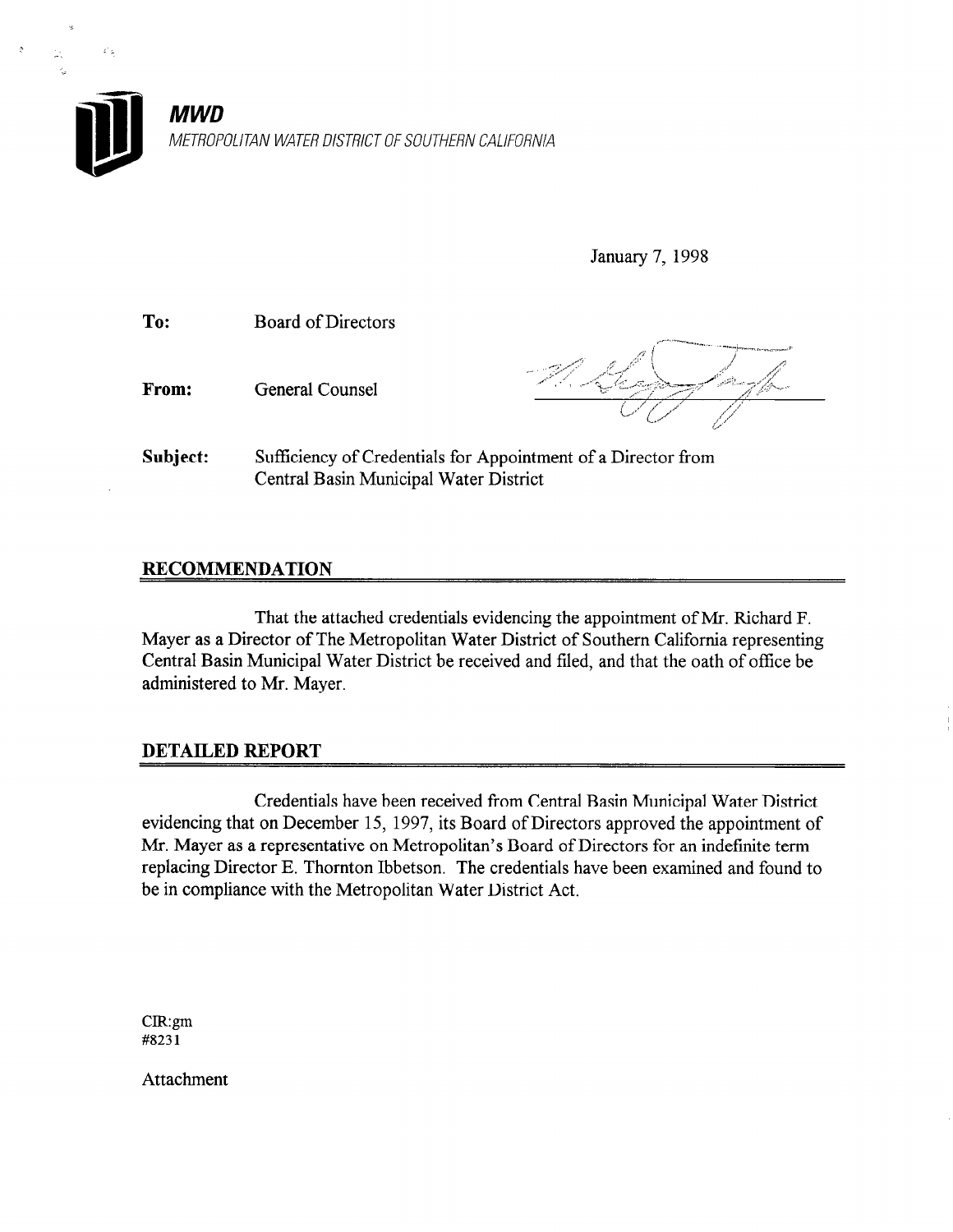**MWD**

*METROPOLITAN WATER DISTRICT OF SOUTHERN CALIFORNIA*

January 7, 1998

**To:** Board of Directors

**From:** General Counsel

**Subject:** Sufficiency of Credentials for Appointment of a Director from Central Basin Municipal Water District

## RECOMMENDATION

That the attached credentials evidencing the appointment of Mr. Richard F. Mayer as a Director of The Metropolitan Water District of Southern California representing Central Basin Municipal Water District be received and filed, and that the oath of office be administered to Mr. Mayer.

## DETAILED REPORT

Credentials have been received from Central Basin Municipal Water District evidencing that on December 15, 1997, its Board of Directors approved the appointment of Mr. Mayer as a representative on Metropolitan's Board of Directors for an indefinite term replacing Director E. Thornton Ibbetson. The credentials have been examined and found to be in compliance with the Metropolitan Water District Act.

CIR:gm
#8231

Attachment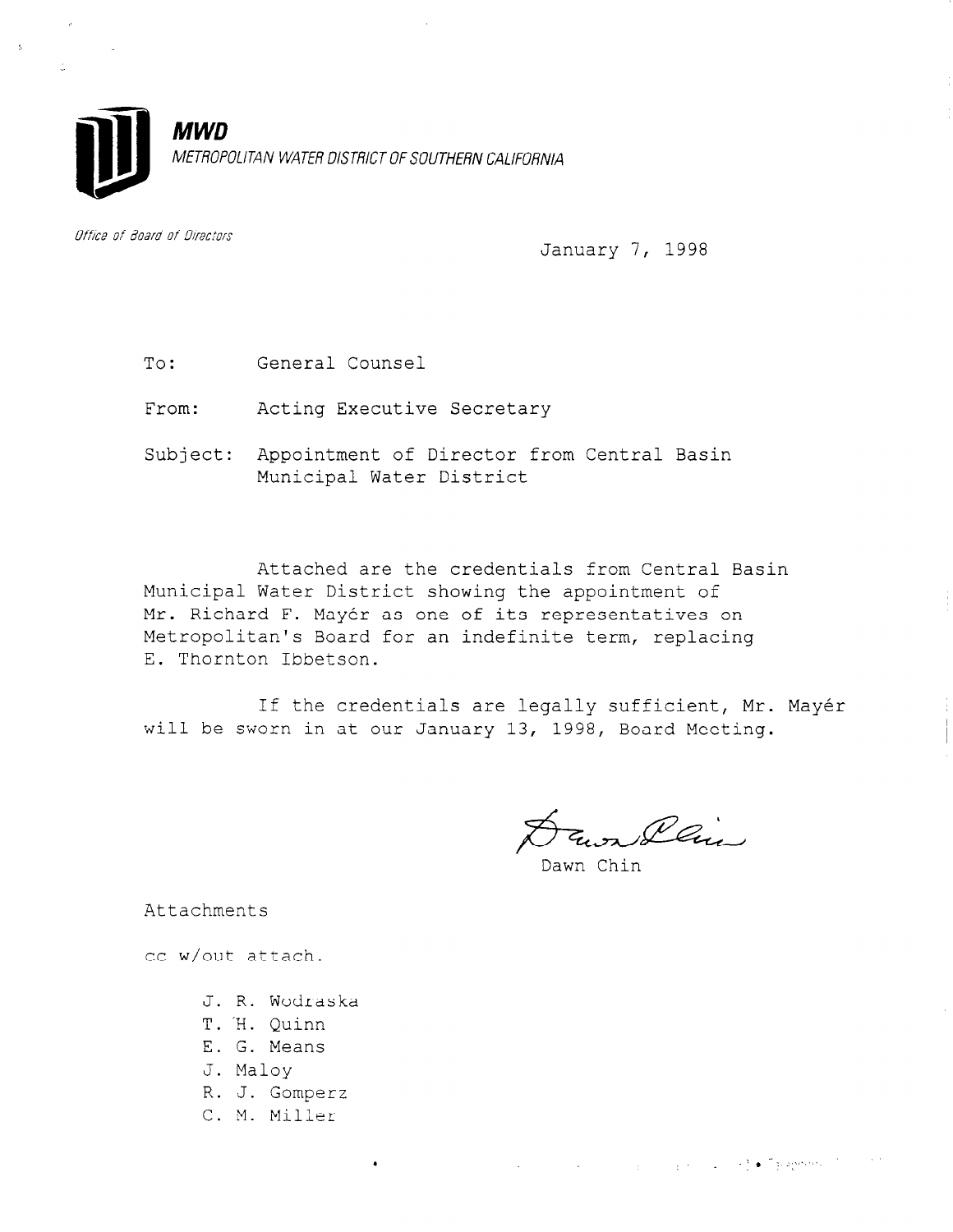**MWD**

*METROPOLITAN WATER DISTRICT OF SOUTHERN CALIFORNIA*

*Office of Board of Directors*

January 7, 1998

To: General Counsel

From: Acting Executive Secretary

Subject: Appointment of Director from Central Basin Municipal Water District

Attached are the credentials from Central Basin Municipal Water District showing the appointment of Mr. Richard F. Mayér as one of its representatives on Metropolitan's Board for an indefinite term, replacing E. Thornton Ibbetson.

If the credentials are legally sufficient, Mr. Mayér will be sworn in at our January 13, 1998, Board Meeting.

Dawn Chin

Attachments

cc w/out attach.

J. R. Wodraska
T. H. Quinn
E. G. Means
J. Maloy
R. J. Gomperz
C. M. Miller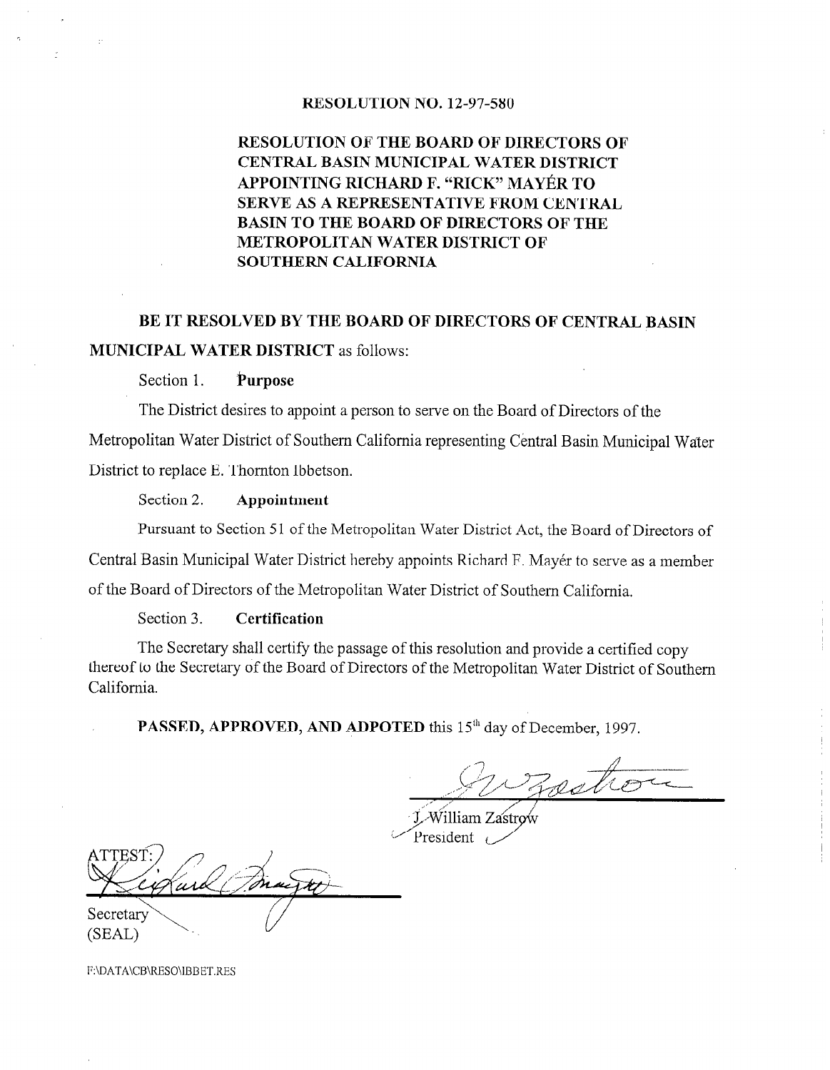**RESOLUTION NO. 12-97-580**

**RESOLUTION OF THE BOARD OF DIRECTORS OF CENTRAL BASIN MUNICIPAL WATER DISTRICT APPOINTING RICHARD F. "RICK" MAYÉR TO SERVE AS A REPRESENTATIVE FROM CENTRAL BASIN TO THE BOARD OF DIRECTORS OF THE METROPOLITAN WATER DISTRICT OF SOUTHERN CALIFORNIA**

**BE IT RESOLVED BY THE BOARD OF DIRECTORS OF CENTRAL BASIN MUNICIPAL WATER DISTRICT** as follows:

Section 1. **Purpose**

The District desires to appoint a person to serve on the Board of Directors of the Metropolitan Water District of Southern California representing Central Basin Municipal Water District to replace E. Thornton Ibbetson.

Section 2. **Appointment**

Pursuant to Section 51 of the Metropolitan Water District Act, the Board of Directors of Central Basin Municipal Water District hereby appoints Richard F. Mayér to serve as a member of the Board of Directors of the Metropolitan Water District of Southern California.

Section 3. **Certification**

The Secretary shall certify the passage of this resolution and provide a certified copy thereof to the Secretary of the Board of Directors of the Metropolitan Water District of Southern California.

**PASSED, APPROVED, AND ADPOTED** this 15th day of December, 1997.

J. William Zastrow
President

ATTEST:

Secretary
(SEAL)

F:\DATA\CB\RESO\IBBET.RES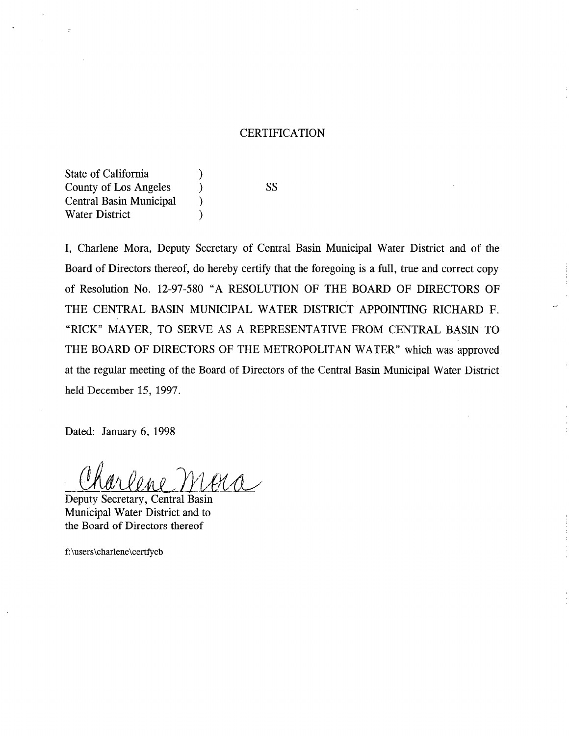# CERTIFICATION

| | | |
|---|---|---|
| State of California | ) | |
| County of Los Angeles | ) | SS |
| Central Basin Municipal | ) | |
| Water District | ) | |

I, Charlene Mora, Deputy Secretary of Central Basin Municipal Water District and of the Board of Directors thereof, do hereby certify that the foregoing is a full, true and correct copy of Resolution No. 12-97-580 "A RESOLUTION OF THE BOARD OF DIRECTORS OF THE CENTRAL BASIN MUNICIPAL WATER DISTRICT APPOINTING RICHARD F. "RICK" MAYER, TO SERVE AS A REPRESENTATIVE FROM CENTRAL BASIN TO THE BOARD OF DIRECTORS OF THE METROPOLITAN WATER" which was approved at the regular meeting of the Board of Directors of the Central Basin Municipal Water District held December 15, 1997.

Dated: January 6, 1998

Charlene Mora

Deputy Secretary, Central Basin
Municipal Water District and to
the Board of Directors thereof

f:\users\charlene\certfycb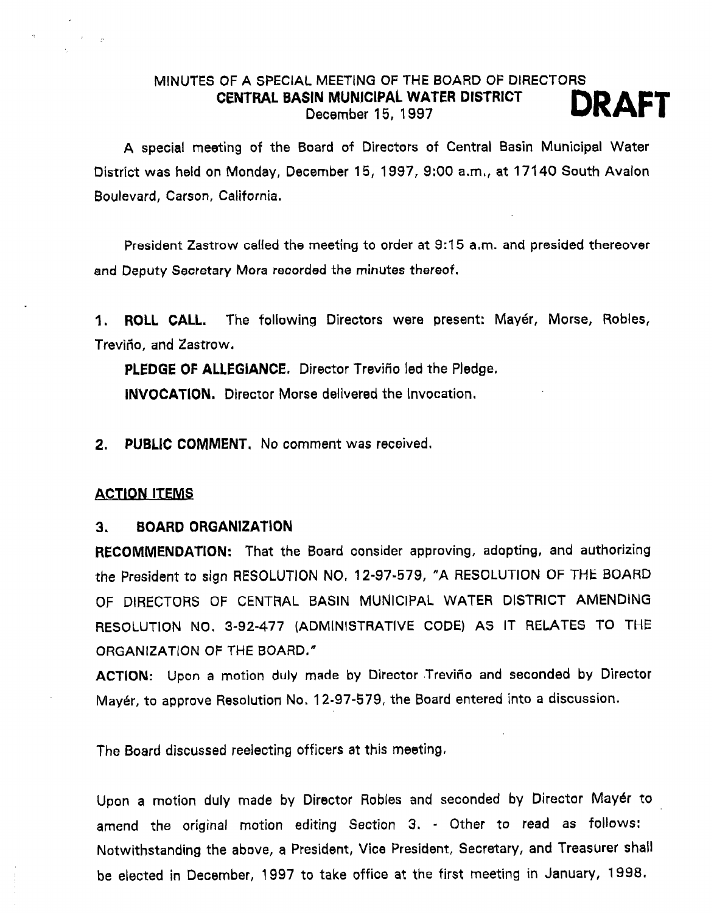MINUTES OF A SPECIAL MEETING OF THE BOARD OF DIRECTORS
**CENTRAL BASIN MUNICIPAL WATER DISTRICT**
December 15, 1997

**DRAFT**

A special meeting of the Board of Directors of Central Basin Municipal Water District was held on Monday, December 15, 1997, 9:00 a.m., at 17140 South Avalon Boulevard, Carson, California.

President Zastrow called the meeting to order at 9:15 a.m. and presided thereover and Deputy Secretary Mora recorded the minutes thereof.

1. **ROLL CALL.** The following Directors were present: Mayér, Morse, Robles, Treviño, and Zastrow.

   **PLEDGE OF ALLEGIANCE.** Director Treviño led the Pledge.

   **INVOCATION.** Director Morse delivered the Invocation.

2. **PUBLIC COMMENT.** No comment was received.

**ACTION ITEMS**

3. **BOARD ORGANIZATION**

**RECOMMENDATION:** That the Board consider approving, adopting, and authorizing the President to sign RESOLUTION NO. 12-97-579, "A RESOLUTION OF THE BOARD OF DIRECTORS OF CENTRAL BASIN MUNICIPAL WATER DISTRICT AMENDING RESOLUTION NO. 3-92-477 (ADMINISTRATIVE CODE) AS IT RELATES TO THE ORGANIZATION OF THE BOARD."

**ACTION:** Upon a motion duly made by Director Treviño and seconded by Director Mayér, to approve Resolution No. 12-97-579, the Board entered into a discussion.

The Board discussed reelecting officers at this meeting.

Upon a motion duly made by Director Robles and seconded by Director Mayér to amend the original motion editing Section 3. - Other to read as follows: Notwithstanding the above, a President, Vice President, Secretary, and Treasurer shall be elected in December, 1997 to take office at the first meeting in January, 1998.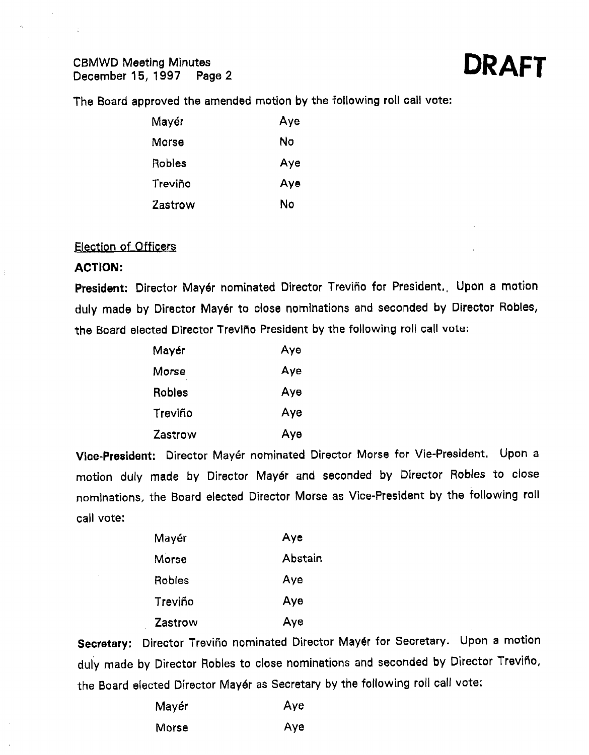**DRAFT**

The Board approved the amended motion by the following roll call vote:

| | |
|---|---|
| Mayér | Aye |
| Morse | No |
| Robles | Aye |
| Treviño | Aye |
| Zastrow | No |

Election of Officers

**ACTION:**

**President:** Director Mayér nominated Director Treviño for President., Upon a motion duly made by Director Mayér to close nominations and seconded by Director Robles, the Board elected Director Treviño President by the following roll call vote:

| | |
|---|---|
| Mayér | Aye |
| Morse | Aye |
| Robles | Aye |
| Treviño | Aye |
| Zastrow | Aye |

**Vice-President:** Director Mayér nominated Director Morse for Vie-President. Upon a motion duly made by Director Mayér and seconded by Director Robles to close nominations, the Board elected Director Morse as Vice-President by the following roll call vote:

| | |
|---|---|
| Mayér | Aye |
| Morse | Abstain |
| Robles | Aye |
| Treviño | Aye |
| Zastrow | Aye |

**Secretary:** Director Treviño nominated Director Mayér for Secretary. Upon a motion duly made by Director Robles to close nominations and seconded by Director Treviño, the Board elected Director Mayér as Secretary by the following roll call vote:

| | |
|---|---|
| Mayér | Aye |
| Morse | Aye |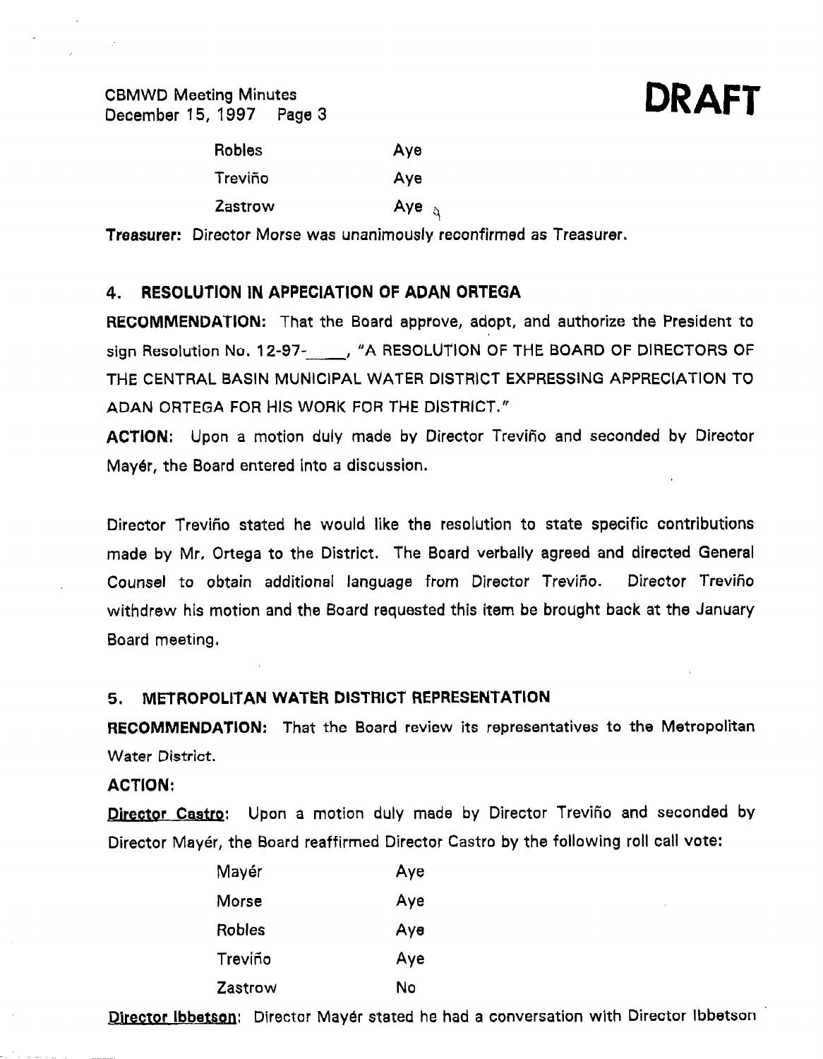**DRAFT**

| | |
|---|---|
| Robles | Aye |
| Treviño | Aye |
| Zastrow | Aye |

**Treasurer:** Director Morse was unanimously reconfirmed as Treasurer.

## 4. RESOLUTION IN APPECIATION OF ADAN ORTEGA

**RECOMMENDATION:** That the Board approve, adopt, and authorize the President to sign Resolution No. 12-97-____, "A RESOLUTION OF THE BOARD OF DIRECTORS OF THE CENTRAL BASIN MUNICIPAL WATER DISTRICT EXPRESSING APPRECIATION TO ADAN ORTEGA FOR HIS WORK FOR THE DISTRICT."

**ACTION:** Upon a motion duly made by Director Treviño and seconded by Director Mayér, the Board entered into a discussion.

Director Treviño stated he would like the resolution to state specific contributions made by Mr. Ortega to the District. The Board verbally agreed and directed General Counsel to obtain additional language from Director Treviño. Director Treviño withdrew his motion and the Board requested this item be brought back at the January Board meeting.

## 5. METROPOLITAN WATER DISTRICT REPRESENTATION

**RECOMMENDATION:** That the Board review its representatives to the Metropolitan Water District.

**ACTION:**

**Director Castro**: Upon a motion duly made by Director Treviño and seconded by Director Mayér, the Board reaffirmed Director Castro by the following roll call vote:

| | |
|---|---|
| Mayér | Aye |
| Morse | Aye |
| Robles | Aye |
| Treviño | Aye |
| Zastrow | No |

**Director Ibbetson**: Director Mayér stated he had a conversation with Director Ibbetson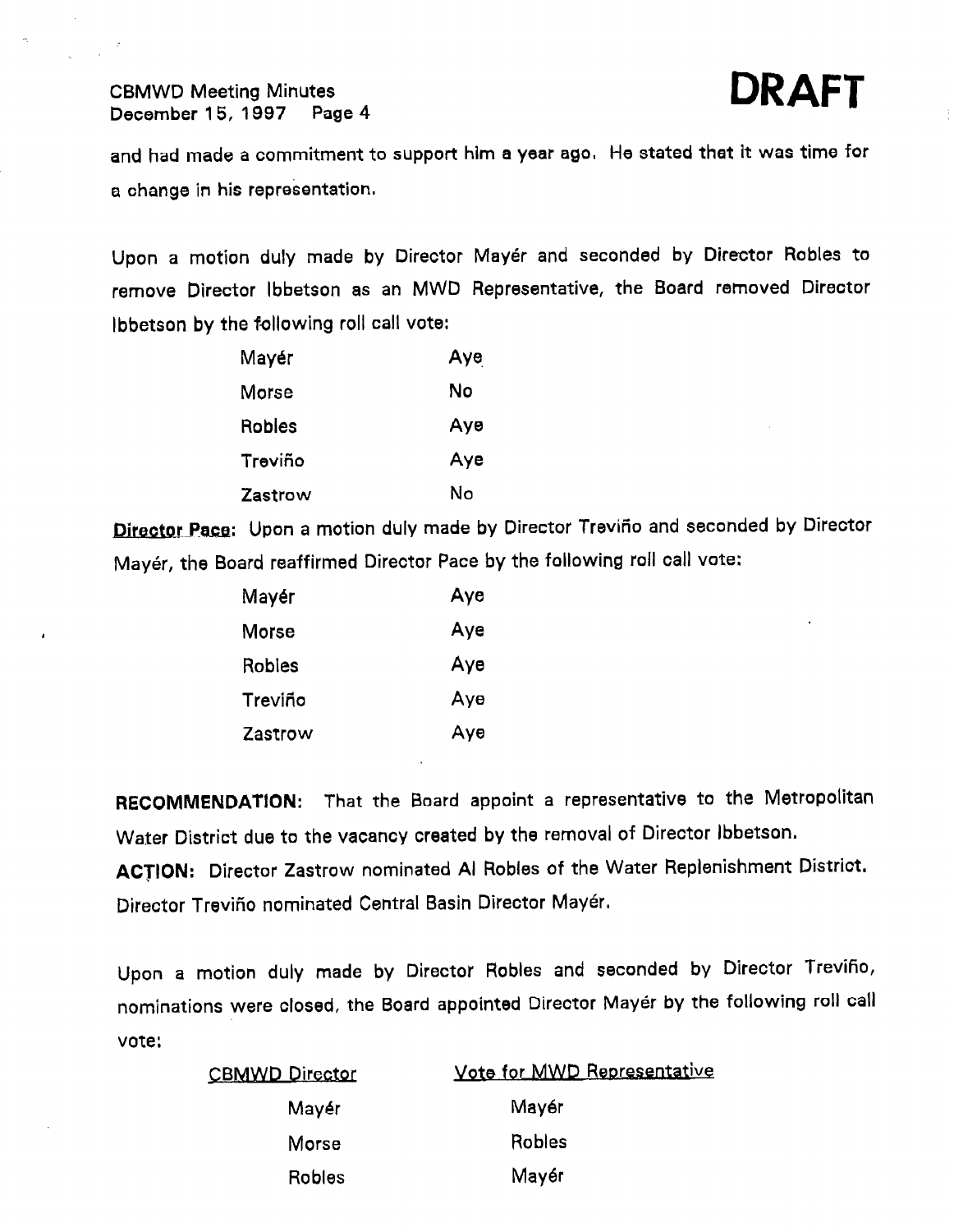**DRAFT**

and had made a commitment to support him a year ago. He stated that it was time for a change in his representation.

Upon a motion duly made by Director Mayér and seconded by Director Robles to remove Director Ibbetson as an MWD Representative, the Board removed Director Ibbetson by the following roll call vote:

| | |
|---|---|
| Mayér | Aye |
| Morse | No |
| Robles | Aye |
| Treviño | Aye |
| Zastrow | No |

**Director Pace**: Upon a motion duly made by Director Treviño and seconded by Director Mayér, the Board reaffirmed Director Pace by the following roll call vote:

| | |
|---|---|
| Mayér | Aye |
| Morse | Aye |
| Robles | Aye |
| Treviño | Aye |
| Zastrow | Aye |

**RECOMMENDATION:** That the Board appoint a representative to the Metropolitan Water District due to the vacancy created by the removal of Director Ibbetson.

**ACTION:** Director Zastrow nominated Al Robles of the Water Replenishment District. Director Treviño nominated Central Basin Director Mayér.

Upon a motion duly made by Director Robles and seconded by Director Treviño, nominations were closed, the Board appointed Director Mayér by the following roll call vote:

| CBMWD Director | Vote for MWD Representative |
|---|---|
| Mayér | Mayér |
| Morse | Robles |
| Robles | Mayér |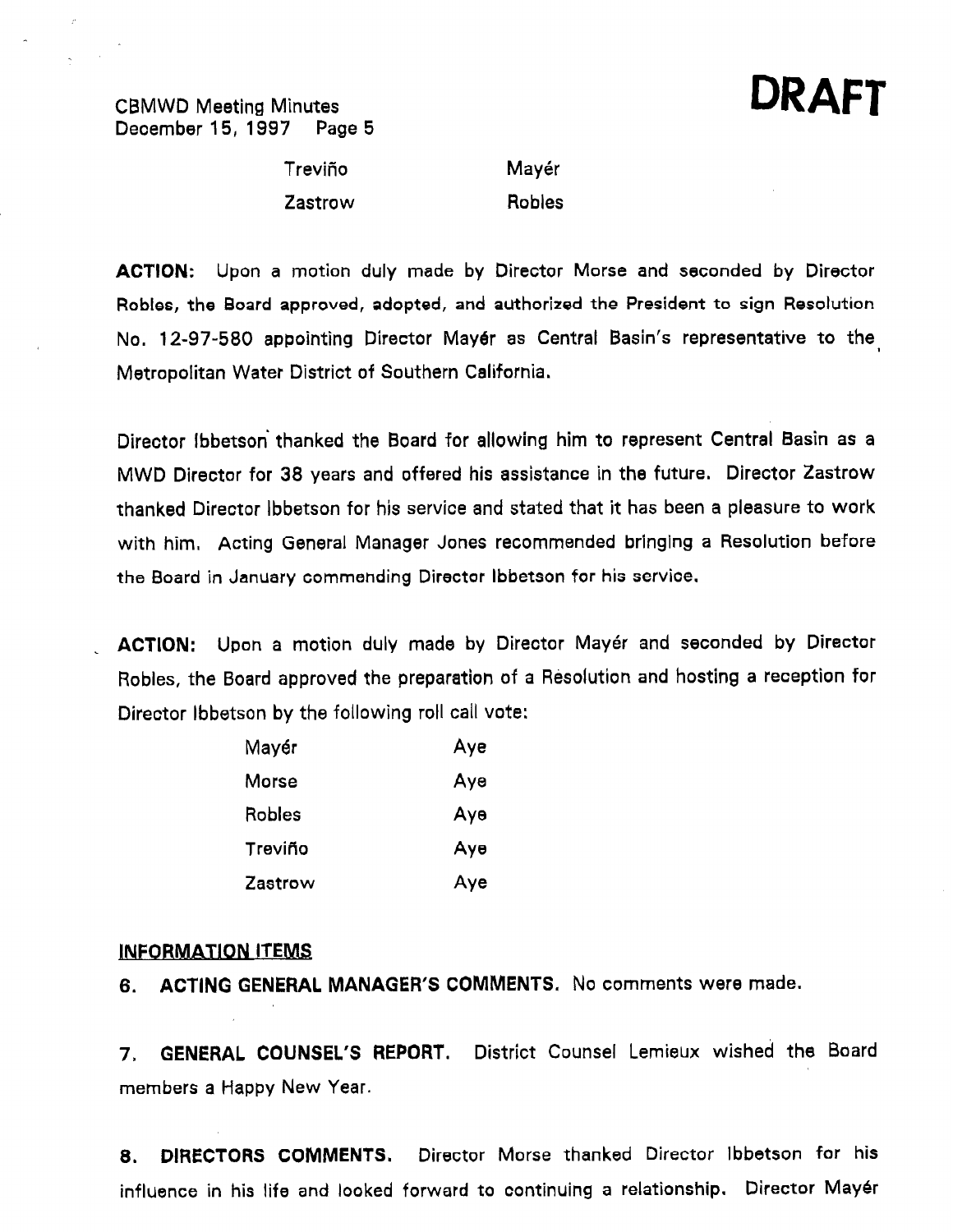**DRAFT**

| | |
|---|---|
| Treviño | Mayér |
| Zastrow | Robles |

**ACTION:** Upon a motion duly made by Director Morse and seconded by Director Robles, the Board approved, adopted, and authorized the President to sign Resolution No. 12-97-580 appointing Director Mayér as Central Basin's representative to the Metropolitan Water District of Southern California.

Director Ibbetson thanked the Board for allowing him to represent Central Basin as a MWD Director for 38 years and offered his assistance in the future. Director Zastrow thanked Director Ibbetson for his service and stated that it has been a pleasure to work with him. Acting General Manager Jones recommended bringing a Resolution before the Board in January commending Director Ibbetson for his service.

**ACTION:** Upon a motion duly made by Director Mayér and seconded by Director Robles, the Board approved the preparation of a Resolution and hosting a reception for Director Ibbetson by the following roll call vote:

| | |
|---|---|
| Mayér | Aye |
| Morse | Aye |
| Robles | Aye |
| Treviño | Aye |
| Zastrow | Aye |

## INFORMATION ITEMS

**6. ACTING GENERAL MANAGER'S COMMENTS.** No comments were made.

**7. GENERAL COUNSEL'S REPORT.** District Counsel Lemieux wished the Board members a Happy New Year.

**8. DIRECTORS COMMENTS.** Director Morse thanked Director Ibbetson for his influence in his life and looked forward to continuing a relationship. Director Mayér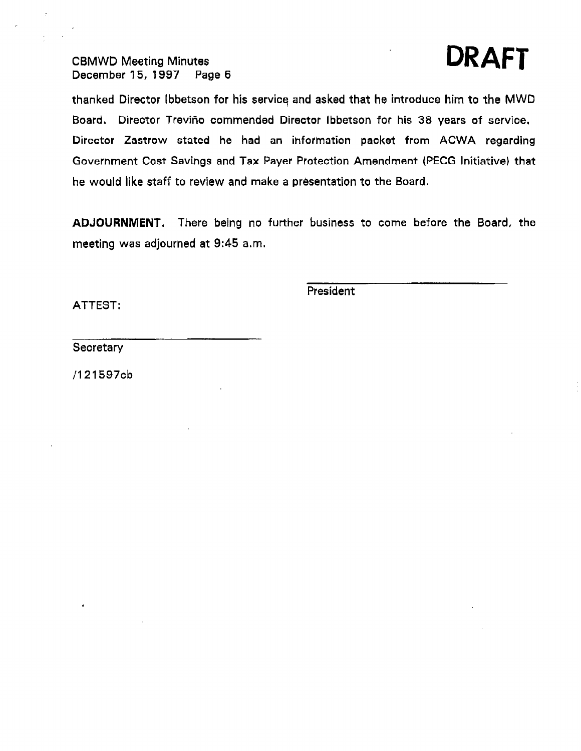**DRAFT**

thanked Director Ibbetson for his service and asked that he introduce him to the MWD Board. Director Treviño commended Director Ibbetson for his 38 years of service. Director Zastrow stated he had an information packet from ACWA regarding Government Cost Savings and Tax Payer Protection Amendment (PECG Initiative) that he would like staff to review and make a presentation to the Board.

**ADJOURNMENT.** There being no further business to come before the Board, the meeting was adjourned at 9:45 a.m.

\_\_\_\_\_\_\_\_\_\_\_\_\_\_\_\_\_\_\_\_\_\_\_\_\_\_\_\_

President

ATTEST:

\_\_\_\_\_\_\_\_\_\_\_\_\_\_\_\_\_\_\_\_\_\_\_\_\_\_\_\_

Secretary

/121597cb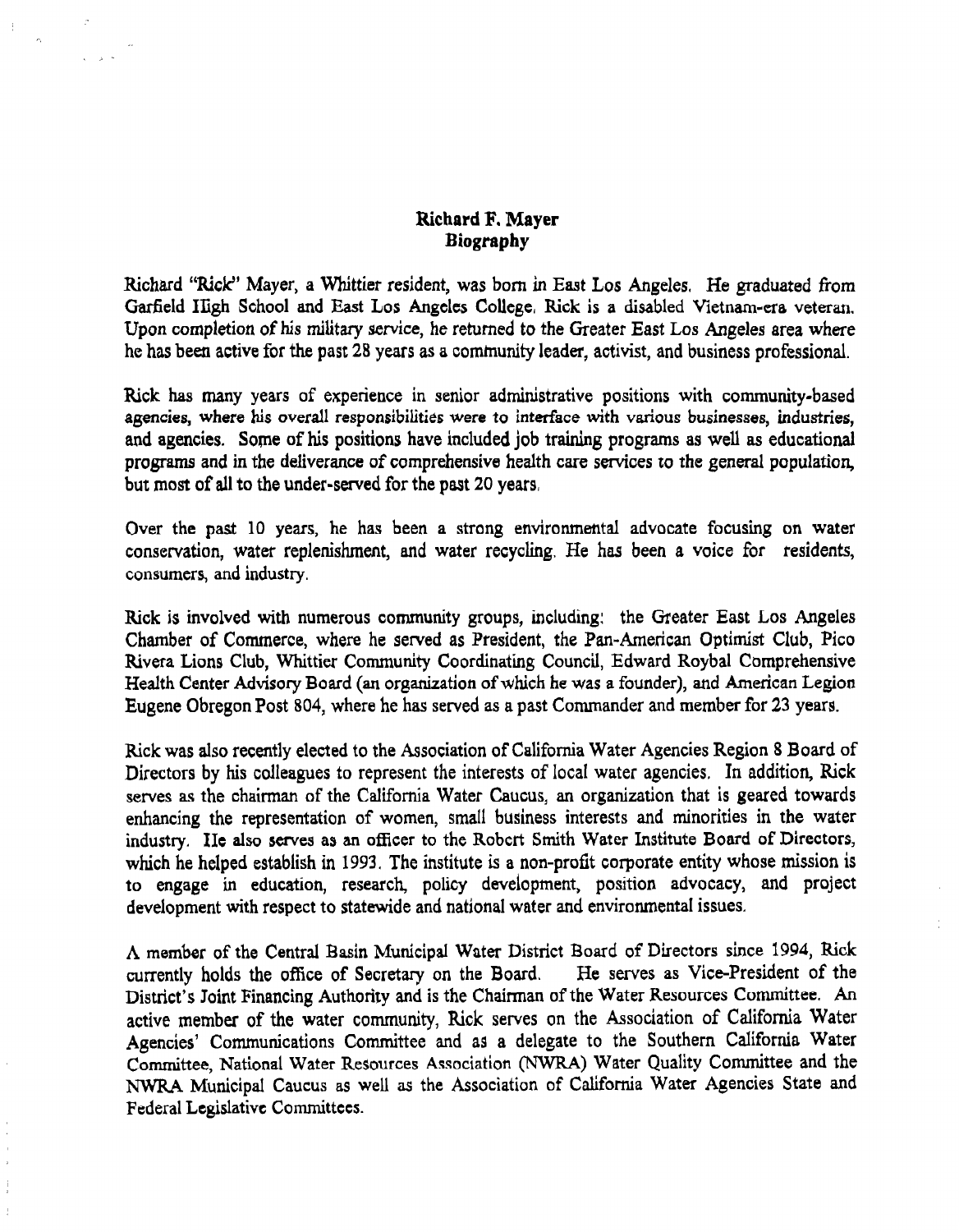## Richard F. Mayer
## Biography

Richard "Rick" Mayer, a Whittier resident, was born in East Los Angeles. He graduated from Garfield High School and East Los Angeles College. Rick is a disabled Vietnam-era veteran. Upon completion of his military service, he returned to the Greater East Los Angeles area where he has been active for the past 28 years as a community leader, activist, and business professional.

Rick has many years of experience in senior administrative positions with community-based agencies, where his overall responsibilities were to interface with various businesses, industries, and agencies. Some of his positions have included job training programs as well as educational programs and in the deliverance of comprehensive health care services to the general population, but most of all to the under-served for the past 20 years.

Over the past 10 years, he has been a strong environmental advocate focusing on water conservation, water replenishment, and water recycling. He has been a voice for residents, consumers, and industry.

Rick is involved with numerous community groups, including: the Greater East Los Angeles Chamber of Commerce, where he served as President, the Pan-American Optimist Club, Pico Rivera Lions Club, Whittier Community Coordinating Council, Edward Roybal Comprehensive Health Center Advisory Board (an organization of which he was a founder), and American Legion Eugene Obregon Post 804, where he has served as a past Commander and member for 23 years.

Rick was also recently elected to the Association of California Water Agencies Region 8 Board of Directors by his colleagues to represent the interests of local water agencies. In addition, Rick serves as the chairman of the California Water Caucus, an organization that is geared towards enhancing the representation of women, small business interests and minorities in the water industry. He also serves as an officer to the Robert Smith Water Institute Board of Directors, which he helped establish in 1993. The institute is a non-profit corporate entity whose mission is to engage in education, research, policy development, position advocacy, and project development with respect to statewide and national water and environmental issues.

A member of the Central Basin Municipal Water District Board of Directors since 1994, Rick currently holds the office of Secretary on the Board. He serves as Vice-President of the District's Joint Financing Authority and is the Chairman of the Water Resources Committee. An active member of the water community, Rick serves on the Association of California Water Agencies' Communications Committee and as a delegate to the Southern California Water Committee, National Water Resources Association (NWRA) Water Quality Committee and the NWRA Municipal Caucus as well as the Association of California Water Agencies State and Federal Legislative Committees.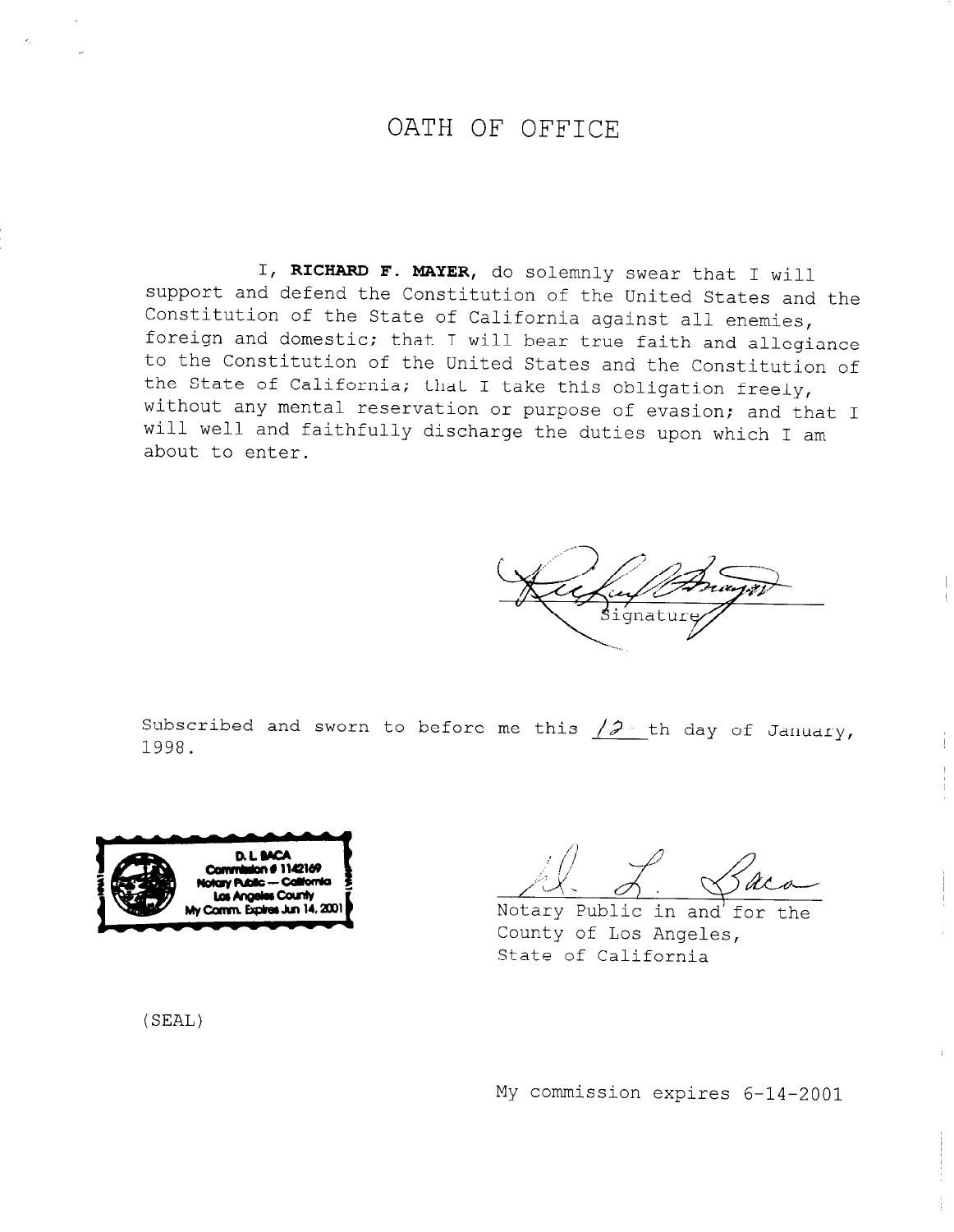# OATH OF OFFICE

I, **RICHARD F. MAYER**, do solemnly swear that I will support and defend the Constitution of the United States and the Constitution of the State of California against all enemies, foreign and domestic; that I will bear true faith and allegiance to the Constitution of the United States and the Constitution of the State of California; that I take this obligation freely, without any mental reservation or purpose of evasion; and that I will well and faithfully discharge the duties upon which I am about to enter.

Signature

Subscribed and sworn to before me this 12 th day of January, 1998.

D. L. BACA
Commission # 1142169
Notary Public — California
Los Angeles County
My Comm. Expires Jun 14, 2001

Notary Public in and for the
County of Los Angeles,
State of California

(SEAL)

My commission expires 6-14-2001